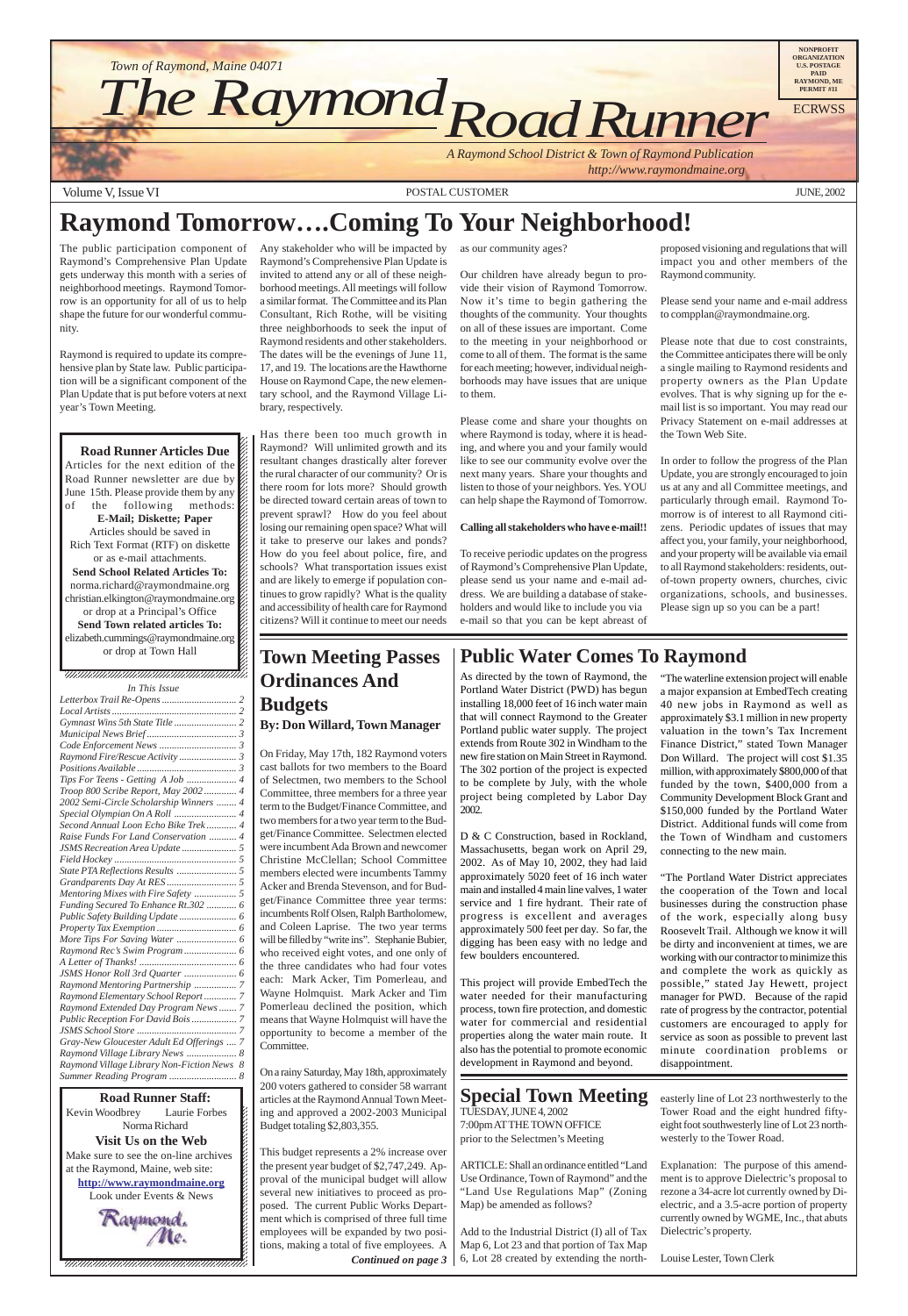Town of Raymond, Maine 04071

# The Raymond Road Runner

*A Raymond School District & Town of Raymond Publication*
*http://www.raymondmaine.org*

NONPROFIT ORGANIZATION U.S. POSTAGE PAID RAYMOND, ME PERMIT #11

ECRWSS

Volume V, Issue VI — POSTAL CUSTOMER — JUNE, 2002

# Raymond Tomorrow….Coming To Your Neighborhood!

The public participation component of Raymond's Comprehensive Plan Update gets underway this month with a series of neighborhood meetings. Raymond Tomorrow is an opportunity for all of us to help shape the future for our wonderful community.

Raymond is required to update its comprehensive plan by State law. Public participation will be a significant component of the Plan Update that is put before voters at next year's Town Meeting.

Any stakeholder who will be impacted by Raymond's Comprehensive Plan Update is invited to attend any or all of these neighborhood meetings. All meetings will follow a similar format. The Committee and its Plan Consultant, Rich Rothe, will be visiting three neighborhoods to seek the input of Raymond residents and other stakeholders. The dates will be the evenings of June 11, 17, and 19. The locations are the Hawthorne House on Raymond Cape, the new elementary school, and the Raymond Village Library, respectively.

Has there been too much growth in Raymond? Will unlimited growth and its resultant changes drastically alter forever the rural character of our community? Or is there room for lots more? Should growth be directed toward certain areas of town to prevent sprawl? How do you feel about losing our remaining open space? What will it take to preserve our lakes and ponds? How do you feel about police, fire, and schools? What transportation issues exist and are likely to emerge if population continues to grow rapidly? What is the quality and accessibility of health care for Raymond citizens? Will it continue to meet our needs as our community ages?

Our children have already begun to provide their vision of Raymond Tomorrow. Now it's time to begin gathering the thoughts of the community. Your thoughts on all of these issues are important. Come to the meeting in your neighborhood or come to all of them. The format is the same for each meeting; however, individual neighborhoods may have issues that are unique to them.

Please come and share your thoughts on where Raymond is today, where it is heading, and where you and your family would like to see our community evolve over the next many years. Share your thoughts and listen to those of your neighbors. Yes. YOU can help shape the Raymond of Tomorrow.

**Calling all stakeholders who have e-mail!!**

To receive periodic updates on the progress of Raymond's Comprehensive Plan Update, please send us your name and e-mail address. We are building a database of stakeholders and would like to include you via e-mail so that you can be kept abreast of proposed visioning and regulations that will impact you and other members of the Raymond community.

Please send your name and e-mail address to compplan@raymondmaine.org.

Please note that due to cost constraints, the Committee anticipates there will be only a single mailing to Raymond residents and property owners as the Plan Update evolves. That is why signing up for the e-mail list is so important. You may read our Privacy Statement on e-mail addresses at the Town Web Site.

In order to follow the progress of the Plan Update, you are strongly encouraged to join us at any and all Committee meetings, and particularly through email. Raymond Tomorrow is of interest to all Raymond citizens. Periodic updates of issues that may affect you, your family, your neighborhood, and your property will be available via email to all Raymond stakeholders: residents, out-of-town property owners, churches, civic organizations, schools, and businesses. Please sign up so you can be a part!

**Road Runner Articles Due**

Articles for the next edition of the Road Runner newsletter are due by June 15th. Please provide them by any of the following methods:

**E-Mail; Diskette; Paper**

Articles should be saved in Rich Text Format (RTF) on diskette or as e-mail attachments.

**Send School Related Articles To:**
norma.richard@raymondmaine.org
christian.elkington@raymondmaine.org
or drop at a Principal's Office

**Send Town related articles To:**
elizabeth.cummings@raymondmaine.org
or drop at Town Hall

*In This Issue*

| | |
|---|---|
| Letterbox Trail Re-Opens | 2 |
| Local Artists | 2 |
| Gymnast Wins 5th State Title | 2 |
| Municipal News Brief | 3 |
| Code Enforcement News | 3 |
| Raymond Fire/Rescue Activity | 3 |
| Positions Available | 3 |
| Tips For Teens - Getting A Job | 4 |
| Troop 800 Scribe Report, May 2002 | 4 |
| 2002 Semi-Circle Scholarship Winners | 4 |
| Special Olympian On A Roll | 4 |
| Second Annual Loon Echo Bike Trek | 4 |
| Raise Funds For Land Conservation | 4 |
| JSMS Recreation Area Update | 5 |
| Field Hockey | 5 |
| State PTA Reflections Results | 5 |
| Grandparents Day At RES | 5 |
| Mentoring Mixes with Fire Safety | 5 |
| Funding Secured To Enhance Rt.302 | 6 |
| Public Safety Building Update | 6 |
| Property Tax Exemption | 6 |
| More Tips For Saving Water | 6 |
| Raymond Rec's Swim Program | 6 |
| A Letter of Thanks! | 6 |
| JSMS Honor Roll 3rd Quarter | 6 |
| Raymond Mentoring Partnership | 7 |
| Raymond Elementary School Report | 7 |
| Raymond Extended Day Program News | 7 |
| Public Reception For David Bois | 7 |
| JSMS School Store | 7 |
| Gray-New Gloucester Adult Ed Offerings | 7 |
| Raymond Village Library News | 8 |
| Raymond Village Library Non-Fiction News | 8 |
| Summer Reading Program | 8 |

**Road Runner Staff:**
Kevin Woodbrey — Laurie Forbes — Norma Richard

**Visit Us on the Web**

Make sure to see the on-line archives at the Raymond, Maine, web site:
**http://www.raymondmaine.org**
Look under Events & News

Raymond, Me.

## Town Meeting Passes Ordinances And Budgets

**By: Don Willard, Town Manager**

On Friday, May 17th, 182 Raymond voters cast ballots for two members to the Board of Selectmen, two members to the School Committee, three members for a three year term to the Budget/Finance Committee, and two members for a two year term to the Budget/Finance Committee. Selectmen elected were incumbent Ada Brown and newcomer Christine McClellan; School Committee members elected were incumbents Tammy Acker and Brenda Stevenson, and for Budget/Finance Committee three year terms: incumbents Rolf Olsen, Ralph Bartholomew, and Coleen Laprise. The two year terms will be filled by "write ins". Stephanie Bubier, who received eight votes, and one only of the three candidates who had four votes each: Mark Acker, Tim Pomerleau, and Wayne Holmquist. Mark Acker and Tim Pomerleau declined the position, which means that Wayne Holmquist will have the opportunity to become a member of the Committee.

On a rainy Saturday, May 18th, approximately 200 voters gathered to consider 58 warrant articles at the Raymond Annual Town Meeting and approved a 2002-2003 Municipal Budget totaling $2,803,355.

This budget represents a 2% increase over the present year budget of $2,747,249. Approval of the municipal budget will allow several new initiatives to proceed as proposed. The current Public Works Department which is comprised of three full time employees will be expanded by two positions, making a total of five employees. A

***Continued on page 3***

## Public Water Comes To Raymond

As directed by the town of Raymond, the Portland Water District (PWD) has begun installing 18,000 feet of 16 inch water main that will connect Raymond to the Greater Portland public water supply. The project extends from Route 302 in Windham to the new fire station on Main Street in Raymond. The 302 portion of the project is expected to be complete by July, with the whole project being completed by Labor Day 2002.

D & C Construction, based in Rockland, Massachusetts, began work on April 29, 2002. As of May 10, 2002, they had laid approximately 5020 feet of 16 inch water main and installed 4 main line valves, 1 water service and 1 fire hydrant. Their rate of progress is excellent and averages approximately 500 feet per day. So far, the digging has been easy with no ledge and few boulders encountered.

This project will provide EmbedTech the water needed for their manufacturing process, town fire protection, and domestic water for commercial and residential properties along the water main route. It also has the potential to promote economic development in Raymond and beyond.

"The waterline extension project will enable a major expansion at EmbedTech creating 40 new jobs in Raymond as well as approximately $3.1 million in new property valuation in the town's Tax Increment Finance District," stated Town Manager Don Willard. "The project will cost $1.35 million, with approximately $800,000 of that funded by the town, $400,000 from a Community Development Block Grant and $150,000 funded by the Portland Water District. Additional funds will come from the Town of Windham and customers connecting to the new main.

"The Portland Water District appreciates the cooperation of the Town and local businesses during the construction phase of the work, especially along busy Roosevelt Trail. Although we know it will be dirty and inconvenient at times, we are working with our contractor to minimize this and complete the work as quickly as possible," stated Jay Hewett, project manager for PWD. Because of the rapid rate of progress by the contractor, potential customers are encouraged to apply for service as soon as possible to prevent last minute coordination problems or disappointment.

## Special Town Meeting

TUESDAY, JUNE 4, 2002
7:00pm AT THE TOWN OFFICE
prior to the Selectmen's Meeting

ARTICLE: Shall an ordinance entitled "Land Use Ordinance, Town of Raymond" and the "Land Use Regulations Map" (Zoning Map) be amended as follows?

Add to the Industrial District (I) all of Tax Map 6, Lot 23 and that portion of Tax Map 6, Lot 28 created by extending the northeasterly line of Lot 23 northwesterly to the Tower Road and the eight hundred fifty-eight foot southwesterly line of Lot 23 northwesterly to the Tower Road.

Explanation: The purpose of this amendment is to approve Dielectric's proposal to rezone a 34-acre lot currently owned by Dielectric, and a 3.5-acre portion of property currently owned by WGME, Inc., that abuts Dielectric's property.

Louise Lester, Town Clerk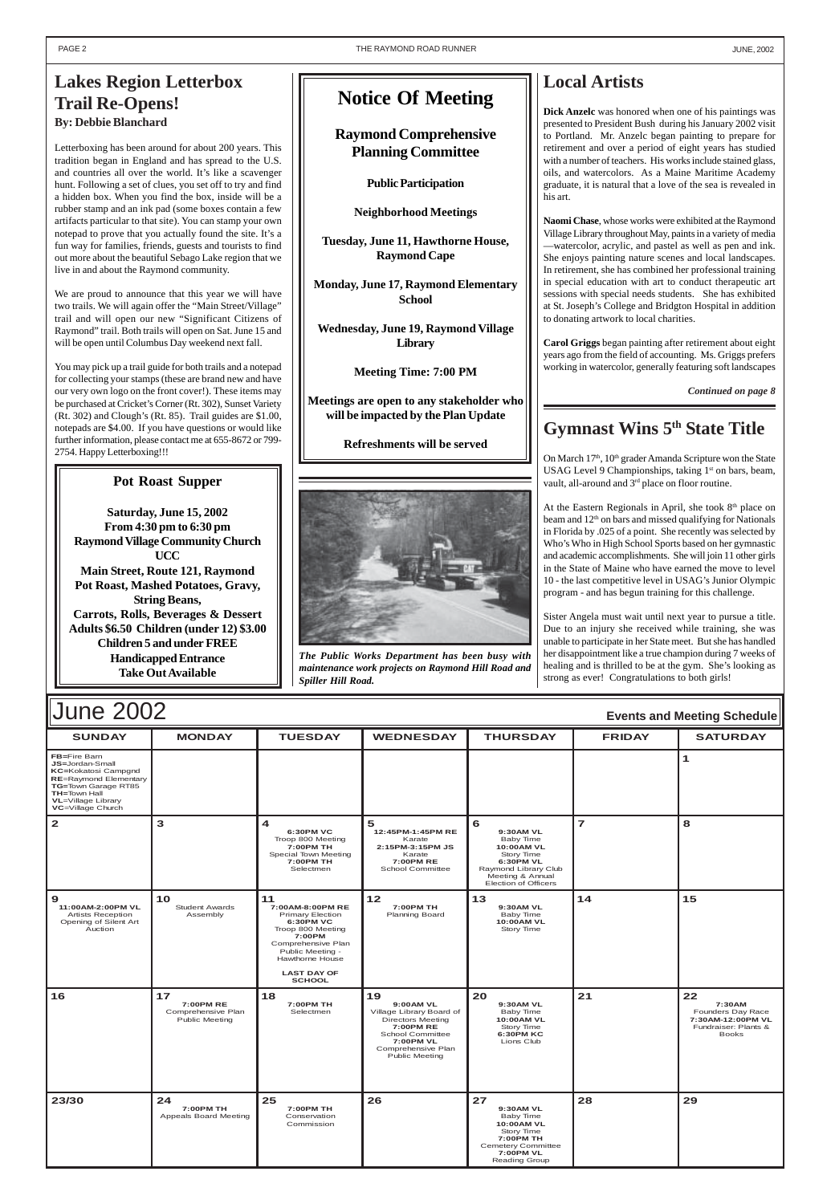## Lakes Region Letterbox Trail Re-Opens!

**By: Debbie Blanchard**

Letterboxing has been around for about 200 years. This tradition began in England and has spread to the U.S. and countries all over the world. It's like a scavenger hunt. Following a set of clues, you set off to try and find a hidden box. When you find the box, inside will be a rubber stamp and an ink pad (some boxes contain a few artifacts particular to that site). You can stamp your own notepad to prove that you actually found the site. It's a fun way for families, friends, guests and tourists to find out more about the beautiful Sebago Lake region that we live in and about the Raymond community.

We are proud to announce that this year we will have two trails. We will again offer the "Main Street/Village" trail and will open our new "Significant Citizens of Raymond" trail. Both trails will open on Sat. June 15 and will be open until Columbus Day weekend next fall.

You may pick up a trail guide for both trails and a notepad for collecting your stamps (these are brand new and have our very own logo on the front cover!). These items may be purchased at Cricket's Corner (Rt. 302), Sunset Variety (Rt. 302) and Clough's (Rt. 85). Trail guides are $1.00, notepads are $4.00. If you have questions or would like further information, please contact me at 655-8672 or 799-2754. Happy Letterboxing!!!

### Pot Roast Supper

**Saturday, June 15, 2002**
**From 4:30 pm to 6:30 pm**
**Raymond Village Community Church UCC**
**Main Street, Route 121, Raymond**
**Pot Roast, Mashed Potatoes, Gravy, String Beans,**
**Carrots, Rolls, Beverages & Dessert**
**Adults $6.50 Children (under 12) $3.00**
**Children 5 and under FREE**
**Handicapped Entrance**
**Take Out Available**

## Notice Of Meeting

**Raymond Comprehensive Planning Committee**

**Public Participation**

**Neighborhood Meetings**

**Tuesday, June 11, Hawthorne House, Raymond Cape**

**Monday, June 17, Raymond Elementary School**

**Wednesday, June 19, Raymond Village Library**

**Meeting Time: 7:00 PM**

**Meetings are open to any stakeholder who will be impacted by the Plan Update**

**Refreshments will be served**

*The Public Works Department has been busy with maintenance work projects on Raymond Hill Road and Spiller Hill Road.*

## Local Artists

**Dick Anzelc** was honored when one of his paintings was presented to President Bush during his January 2002 visit to Portland. Mr. Anzelc began painting to prepare for retirement and over a period of eight years has studied with a number of teachers. His works include stained glass, oils, and watercolors. As a Maine Maritime Academy graduate, it is natural that a love of the sea is revealed in his art.

**Naomi Chase**, whose works were exhibited at the Raymond Village Library throughout May, paints in a variety of media —watercolor, acrylic, and pastel as well as pen and ink. She enjoys painting nature scenes and local landscapes. In retirement, she has combined her professional training in special education with art to conduct therapeutic art sessions with special needs students. She has exhibited at St. Joseph's College and Bridgton Hospital in addition to donating artwork to local charities.

**Carol Griggs** began painting after retirement about eight years ago from the field of accounting. Ms. Griggs prefers working in watercolor, generally featuring soft landscapes

*Continued on page 8*

## Gymnast Wins 5th State Title

On March 17th, 10th grader Amanda Scripture won the State USAG Level 9 Championships, taking 1st on bars, beam, vault, all-around and 3rd place on floor routine.

At the Eastern Regionals in April, she took 8th place on beam and 12th on bars and missed qualifying for Nationals in Florida by .025 of a point. She recently was selected by Who's Who in High School Sports based on her gymnastic and academic accomplishments. She will join 11 other girls in the State of Maine who have earned the move to level 10 - the last competitive level in USAG's Junior Olympic program - and has begun training for this challenge.

Sister Angela must wait until next year to pursue a title. Due to an injury she received while training, she was unable to participate in her State meet. But she has handled her disappointment like a true champion during 7 weeks of healing and is thrilled to be at the gym. She's looking as strong as ever! Congratulations to both girls!

## June 2002 — Events and Meeting Schedule

| SUNDAY | MONDAY | TUESDAY | WEDNESDAY | THURSDAY | FRIDAY | SATURDAY |
|---|---|---|---|---|---|---|
| FB=Fire Barn<br>JS=Jordan-Small<br>KC=Kokatosi Campgnd<br>RE=Raymond Elementary<br>TG=Town Garage RT85<br>TH=Town Hall<br>VL=Village Library<br>VC=Village Church | | | | | | 1 |
| 2 | 3 | 4<br>**6:30PM VC** Troop 800 Meeting<br>**7:00PM TH** Special Town Meeting<br>**7:00PM TH** Selectmen | 5<br>**12:45PM-1:45PM RE** Karate<br>**2:15PM-3:15PM JS** Karate<br>**7:00PM RE** School Committee | 6<br>**9:30AM VL** Baby Time<br>**10:00AM VL** Story Time<br>**6:30PM VL** Raymond Library Club Meeting & Annual Election of Officers | 7 | 8 |
| 9<br>**11:00AM-2:00PM VL** Artists Reception Opening of Silent Art Auction | 10<br>Student Awards Assembly | 11<br>**7:00AM-8:00PM RE** Primary Election<br>**6:30PM VC** Troop 800 Meeting<br>**7:00PM** Comprehensive Plan Public Meeting - Hawthorne House<br>**LAST DAY OF SCHOOL** | 12<br>**7:00PM TH** Planning Board | 13<br>**9:30AM VL** Baby Time<br>**10:00AM VL** Story Time | 14 | 15 |
| 16 | 17<br>**7:00PM RE** Comprehensive Plan Public Meeting | 18<br>**7:00PM TH** Selectmen | 19<br>**9:00AM VL** Village Library Board of Directors Meeting<br>**7:00PM RE** School Committee<br>**7:00PM VL** Comprehensive Plan Public Meeting | 20<br>**9:30AM VL** Baby Time<br>**10:00AM VL** Story Time<br>**6:30PM KC** Lions Club | 21 | 22<br>**7:30AM** Founders Day Race<br>**7:30AM-12:00PM VL** Fundraiser: Plants & Books |
| 23/30 | 24<br>**7:00PM TH** Appeals Board Meeting | 25<br>**7:00PM TH** Conservation Commission | 26 | 27<br>**9:30AM VL** Baby Time<br>**10:00AM VL** Story Time<br>**7:00PM TH** Cemetery Committee<br>**7:00PM VL** Reading Group | 28 | 29 |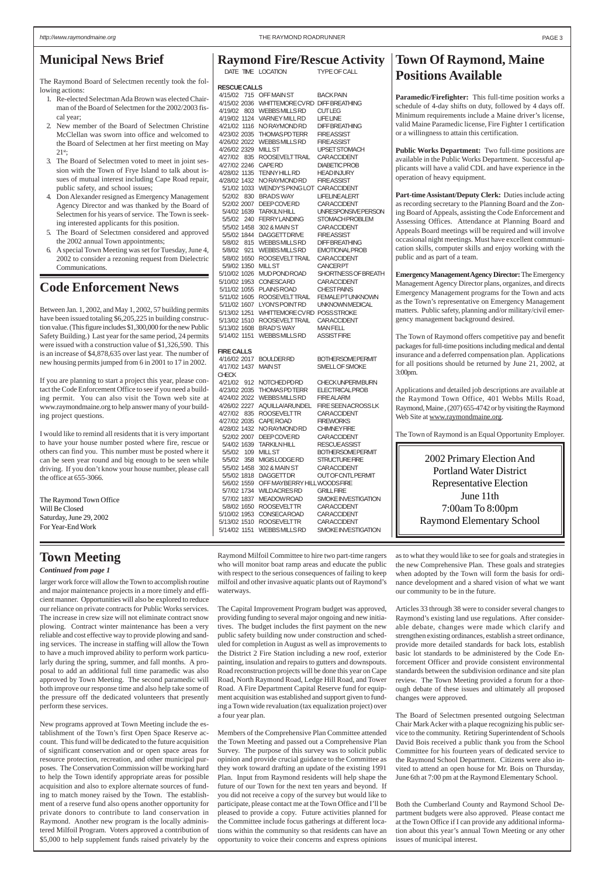# Municipal News Brief

The Raymond Board of Selectmen recently took the following actions:

1. Re-elected Selectman Ada Brown was elected Chairman of the Board of Selectmen for the 2002/2003 fiscal year;
2. New member of the Board of Selectmen Christine McClellan was sworn into office and welcomed to the Board of Selectmen at her first meeting on May 21st;
3. The Board of Selectmen voted to meet in joint session with the Town of Frye Island to talk about issues of mutual interest including Cape Road repair, public safety, and school issues;
4. Don Alexander resigned as Emergency Management Agency Director and was thanked by the Board of Selectmen for his years of service. The Town is seeking interested applicants for this position.
5. The Board of Selectmen considered and approved the 2002 annual Town appointments;
6. A special Town Meeting was set for Tuesday, June 4, 2002 to consider a rezoning request from Dielectric Communications.

# Code Enforcement News

Between Jan. 1, 2002, and May 1, 2002, 57 building permits have been issued totaling $6,205,225 in building construction value. (This figure includes $1,300,000 for the new Public Safety Building.) Last year for the same period, 24 permits were issued with a construction value of $1,326,590. This is an increase of $4,878,635 over last year. The number of new housing permits jumped from 6 in 2001 to 17 in 2002.

If you are planning to start a project this year, please contact the Code Enforcement Office to see if you need a building permit. You can also visit the Town web site at www.raymondmaine.org to help answer many of your building project questions.

I would like to remind all residents that it is very important to have your house number posted where fire, rescue or others can find you. This number must be posted where it can be seen year round and big enough to be seen while driving. If you don't know your house number, please call the office at 655-3066.

The Raymond Town Office
Will Be Closed
Saturday, June 29, 2002
For Year-End Work

# Raymond Fire/Rescue Activity

**RESCUE CALLS**

| DATE | TIME | LOCATION | TYPE OF CALL |
|---|---|---|---|
| 4/15/02 | 715 | OFF MAIN ST | BACK PAIN |
| 4/15/02 | 2036 | WHITTEMORE CV RD | DIFF BREATHING |
| 4/19/02 | 803 | WEBBS MILLS RD | CUT LEG |
| 4/19/02 | 1124 | VARNEY MILL RD | LIFELINE |
| 4/21/02 | 1116 | NO RAYMOND RD | DIFF BREATHING |
| 4/23/02 | 2035 | THOMAS PD TERR | FIRE ASSIST |
| 4/26/02 | 2022 | WEBBS MILLS RD | FIRE ASSIST |
| 4/26/02 | 2329 | MILL ST | UPSET STOMACH |
| 4/27/02 | 835 | ROOSEVELT TRAIL | CAR ACCIDENT |
| 4/27/02 | 2246 | CAPE RD | DIABETIC PROB |
| 4/28/02 | 1135 | TENNY HILL RD | HEAD INJURY |
| 4/28/02 | 1432 | NO RAYMOND RD | FIRE ASSIST |
| 5/1/02 | 1033 | WENDY'S PKNG LOT | CAR ACCIDENT |
| 5/2/02 | 830 | BRADS WAY | LIFELINE ALERT |
| 5/2/02 | 2007 | DEEP COVE RD | CAR ACCIDENT |
| 5/4/02 | 1639 | TARKILN HILL | UNRESPONSIVE PERSON |
| 5/5/02 | 240 | FERRY LANDING | STOMACH PROBLEM |
| 5/5/02 | 1458 | 302 & MAIN ST | CAR ACCIDENT |
| 5/5/02 | 1844 | DAGGETT DRIVE | FIRE ASSIST |
| 5/8/02 | 815 | WEBBS MILLS RD | DIFF BREATHING |
| 5/8/02 | 921 | WEBBS MILLS RD | EMOTIONAL PROB |
| 5/8/02 | 1650 | ROOSEVELT TRAIL | CAR ACCIDENT |
| 5/9/02 | 1350 | MILL ST | CANCER PT |
| 5/10/02 | 1026 | MUD POND ROAD | SHORTNESS OF BREATH |
| 5/10/02 | 1953 | CONESCA RD | CAR ACCIDENT |
| 5/11/02 | 1055 | PLAINS ROAD | CHEST PAINS |
| 5/11/02 | 1605 | ROOSEVELT TRAIL | FEMALE PT UNKNOWN |
| 5/11/02 | 1607 | LYON'S POINT RD | UNKNOWN MEDICAL |
| 5/13/02 | 1251 | WHITTEMORE CV RD | POSS STROKE |
| 5/13/02 | 1510 | ROOSEVELT TRAIL | CAR ACCIDENT |
| 5/13/02 | 1608 | BRAD'S WAY | MAN FELL |
| 5/14/02 | 1151 | WEBBS MILLS RD | ASSIST FIRE |

**FIRE CALLS**

| DATE | TIME | LOCATION | TYPE OF CALL |
|---|---|---|---|
| 4/16/02 | 2017 | BOULDER RD | BOTHERSOME PERMIT |
| 4/17/02 | 1437 | MAIN ST | SMELL OF SMOKE CHECK |
| 4/21/02 | 912 | NOTCHED PD RD | CHECK UNPERM BURN |
| 4/23/02 | 2035 | THOMAS PD TERR | ELECTRICAL PROB |
| 4/24/02 | 2022 | WEBBS MILLS RD | FIRE ALARM |
| 4/26/02 | 2227 | AQUILLA/ARUNDEL | FIRE SEEN ACROSS LK |
| 4/27/02 | 835 | ROOSEVELT TR | CAR ACCIDENT |
| 4/27/02 | 2035 | CAPE ROAD | FIREWORKS |
| 4/28/02 | 1432 | NO RAYMOND RD | CHIMNEY FIRE |
| 5/2/02 | 2007 | DEEP COVE RD | CAR ACCIDENT |
| 5/4/02 | 1639 | TARKILN HILL | RESCUE ASSIST |
| 5/5/02 | 109 | MILL ST | BOTHERSOME PERMIT |
| 5/5/02 | 358 | MIGIS LODGE RD | STRUCTURE FIRE |
| 5/5/02 | 1458 | 302 & MAIN ST | CAR ACCIDENT |
| 5/5/02 | 1818 | DAGGETT DR | OUT OF CNTL PERMIT |
| 5/6/02 | 1559 | OFF MAYBERRY HILL | WOODS FIRE |
| 5/7/02 | 1734 | WILD ACRES RD | GRILL FIRE |
| 5/7/02 | 1837 | MEADOW ROAD | SMOKE INVESTIGATION |
| 5/8/02 | 1650 | ROOSEVELT TR | CAR ACCIDENT |
| 5/10/02 | 1953 | CONSECA ROAD | CAR ACCIDENT |
| 5/13/02 | 1510 | ROOSEVELT TR | CAR ACCIDENT |
| 5/14/02 | 1151 | WEBBS MILLS RD | SMOKE INVESTIGATION |

# Town Of Raymond, Maine Positions Available

**Paramedic/Firefighter:** This full-time position works a schedule of 4-day shifts on duty, followed by 4 days off. Minimum requirements include a Maine driver's license, valid Maine Paramedic license, Fire Fighter 1 certification or a willingness to attain this certification.

**Public Works Department:** Two full-time positions are available in the Public Works Department. Successful applicants will have a valid CDL and have experience in the operation of heavy equipment.

**Part-time Assistant/Deputy Clerk:** Duties include acting as recording secretary to the Planning Board and the Zoning Board of Appeals, assisting the Code Enforcement and Assessing Offices. Attendance at Planning Board and Appeals Board meetings will be required and will involve occasional night meetings. Must have excellent communication skills, computer skills and enjoy working with the public and as part of a team.

**Emergency Management Agency Director:** The Emergency Management Agency Director plans, organizes, and directs Emergency Management programs for the Town and acts as the Town's representative on Emergency Management matters. Public safety, planning and/or military/civil emergency management background desired.

The Town of Raymond offers competitive pay and benefit packages for full-time positions including medical and dental insurance and a deferred compensation plan. Applications for all positions should be returned by June 21, 2002, at 3:00pm.

Applications and detailed job descriptions are available at the Raymond Town Office, 401 Webbs Mills Road, Raymond, Maine, (207) 655-4742 or by visiting the Raymond Web Site at www.raymondmaine.org.

The Town of Raymond is an Equal Opportunity Employer.

2002 Primary Election And
Portland Water District
Representative Election
June 11th
7:00am To 8:00pm
Raymond Elementary School

# Town Meeting

*Continued from page 1*

larger work force will allow the Town to accomplish routine and major maintenance projects in a more timely and efficient manner. Opportunities will also be explored to reduce our reliance on private contracts for Public Works services. The increase in crew size will not eliminate contract snow plowing. Contract winter maintenance has been a very reliable and cost effective way to provide plowing and sanding services. The increase in staffing will allow the Town to have a much improved ability to perform work particularly during the spring, summer, and fall months. A proposal to add an additional full time paramedic was also approved by Town Meeting. The second paramedic will both improve our response time and also help take some of the pressure off the dedicated volunteers that presently perform these services.

New programs approved at Town Meeting include the establishment of the Town's first Open Space Reserve account. This fund will be dedicated to the future acquisition of significant conservation and or open space areas for resource protection, recreation, and other municipal purposes. The Conservation Commission will be working hard to help the Town identify appropriate areas for possible acquisition and also to explore alternate sources of funding to match money raised by the Town. The establishment of a reserve fund also opens another opportunity for private donors to contribute to land conservation in Raymond. Another new program is the locally administered Milfoil Program. Voters approved a contribution of $5,000 to help supplement funds raised privately by the Raymond Milfoil Committee to hire two part-time rangers who will monitor boat ramp areas and educate the public with respect to the serious consequences of failing to keep milfoil and other invasive aquatic plants out of Raymond's waterways.

The Capital Improvement Program budget was approved, providing funding to several major ongoing and new initiatives. The budget includes the first payment on the new public safety building now under construction and scheduled for completion in August as well as improvements to the District 2 Fire Station including a new roof, exterior painting, insulation and repairs to gutters and downspouts. Road reconstruction projects will be done this year on Cape Road, North Raymond Road, Ledge Hill Road, and Tower Road. A Fire Department Capital Reserve fund for equipment acquisition was established and support given to funding a Town wide revaluation (tax equalization project) over a four year plan.

Members of the Comprehensive Plan Committee attended the Town Meeting and passed out a Comprehensive Plan Survey. The purpose of this survey was to solicit public opinion and provide crucial guidance to the Committee as they work toward drafting an update of the existing 1991 Plan. Input from Raymond residents will help shape the future of our Town for the next ten years and beyond. If you did not receive a copy of the survey but would like to participate, please contact me at the Town Office and I'll be pleased to provide a copy. Future activities planned for the Committee include focus gatherings at different locations within the community so that residents can have an opportunity to voice their concerns and express opinions as to what they would like to see for goals and strategies in the new Comprehensive Plan. These goals and strategies when adopted by the Town will form the basis for ordinance development and a shared vision of what we want our community to be in the future.

Articles 33 through 38 were to consider several changes to Raymond's existing land use regulations. After considerable debate, changes were made which clarify and strengthen existing ordinances, establish a street ordinance, provide more detailed standards for back lots, establish basic lot standards to be administered by the Code Enforcement Officer and provide consistent environmental standards between the subdivision ordinance and site plan review. The Town Meeting provided a forum for a thorough debate of these issues and ultimately all proposed changes were approved.

The Board of Selectmen presented outgoing Selectman Chair Mark Acker with a plaque recognizing his public service to the community. Retiring Superintendent of Schools David Bois received a public thank you from the School Committee for his fourteen years of dedicated service to the Raymond School Department. Citizens were also invited to attend an open house for Mr. Bois on Thursday, June 6th at 7:00 pm at the Raymond Elementary School.

Both the Cumberland County and Raymond School Department budgets were also approved. Please contact me at the Town Office if I can provide any additional information about this year's annual Town Meeting or any other issues of municipal interest.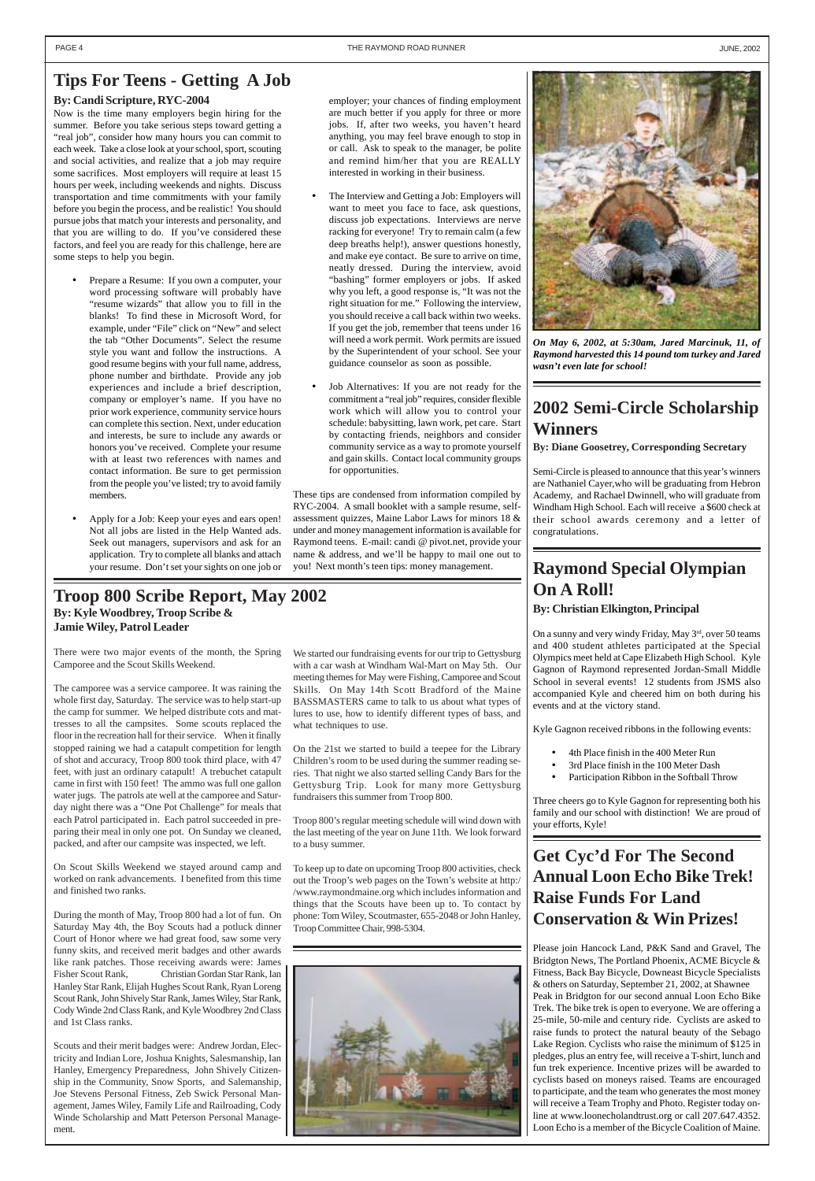# Tips For Teens - Getting A Job

**By: Candi Scripture, RYC-2004**

Now is the time many employers begin hiring for the summer. Before you take serious steps toward getting a "real job", consider how many hours you can commit to each week. Take a close look at your school, sport, scouting and social activities, and realize that a job may require some sacrifices. Most employers will require at least 15 hours per week, including weekends and nights. Discuss transportation and time commitments with your family before you begin the process, and be realistic! You should pursue jobs that match your interests and personality, and that you are willing to do. If you've considered these factors, and feel you are ready for this challenge, here are some steps to help you begin.

- Prepare a Resume: If you own a computer, your word processing software will probably have "resume wizards" that allow you to fill in the blanks! To find these in Microsoft Word, for example, under "File" click on "New" and select the tab "Other Documents". Select the resume style you want and follow the instructions. A good resume begins with your full name, address, phone number and birthdate. Provide any job experiences and include a brief description, company or employer's name. If you have no prior work experience, community service hours can complete this section. Next, under education and interests, be sure to include any awards or honors you've received. Complete your resume with at least two references with names and contact information. Be sure to get permission from the people you've listed; try to avoid family members.

- Apply for a Job: Keep your eyes and ears open! Not all jobs are listed in the Help Wanted ads. Seek out managers, supervisors and ask for an application. Try to complete all blanks and attach your resume. Don't set your sights on one job or employer; your chances of finding employment are much better if you apply for three or more jobs. If, after two weeks, you haven't heard anything, you may feel brave enough to stop in or call. Ask to speak to the manager, be polite and remind him/her that you are REALLY interested in working in their business.

- The Interview and Getting a Job: Employers will want to meet you face to face, ask questions, discuss job expectations. Interviews are nerve racking for everyone! Try to remain calm (a few deep breaths help!), answer questions honestly, and make eye contact. Be sure to arrive on time, neatly dressed. During the interview, avoid "bashing" former employers or jobs. If asked why you left, a good response is, "It was not the right situation for me." Following the interview, you should receive a call back within two weeks. If you get the job, remember that teens under 16 will need a work permit. Work permits are issued by the Superintendent of your school. See your guidance counselor as soon as possible.

- Job Alternatives: If you are not ready for the commitment a "real job" requires, consider flexible work which will allow you to control your schedule: babysitting, lawn work, pet care. Start by contacting friends, neighbors and consider community service as a way to promote yourself and gain skills. Contact local community groups for opportunities.

These tips are condensed from information compiled by RYC-2004. A small booklet with a sample resume, self-assessment quizzes, Maine Labor Laws for minors 18 & under and money management information is available for Raymond teens. E-mail: candi @ pivot.net, provide your name & address, and we'll be happy to mail one out to you! Next month's teen tips: money management.

*On May 6, 2002, at 5:30am, Jared Marcinuk, 11, of Raymond harvested this 14 pound tom turkey and Jared wasn't even late for school!*

# 2002 Semi-Circle Scholarship Winners

**By: Diane Goosetrey, Corresponding Secretary**

Semi-Circle is pleased to announce that this year's winners are Nathaniel Cayer,who will be graduating from Hebron Academy, and Rachael Dwinnell, who will graduate from Windham High School. Each will receive a $600 check at their school awards ceremony and a letter of congratulations.

# Troop 800 Scribe Report, May 2002

**By: Kyle Woodbrey, Troop Scribe & Jamie Wiley, Patrol Leader**

There were two major events of the month, the Spring Camporee and the Scout Skills Weekend.

The camporee was a service camporee. It was raining the whole first day, Saturday. The service was to help start-up the camp for summer. We helped distribute cots and mattresses to all the campsites. Some scouts replaced the floor in the recreation hall for their service. When it finally stopped raining we had a catapult competition for length of shot and accuracy, Troop 800 took third place, with 47 feet, with just an ordinary catapult! A trebuchet catapult came in first with 150 feet! The ammo was full one gallon water jugs. The patrols ate well at the camporee and Saturday night there was a "One Pot Challenge" for meals that each Patrol participated in. Each patrol succeeded in preparing their meal in only one pot. On Sunday we cleaned, packed, and after our campsite was inspected, we left.

On Scout Skills Weekend we stayed around camp and worked on rank advancements. I benefited from this time and finished two ranks.

During the month of May, Troop 800 had a lot of fun. On Saturday May 4th, the Boy Scouts had a potluck dinner Court of Honor where we had great food, saw some very funny skits, and received merit badges and other awards like rank patches. Those receiving awards were: James Fisher Scout Rank, Christian Gordan Star Rank, Ian Hanley Star Rank, Elijah Hughes Scout Rank, Ryan Loreng Scout Rank, John Shively Star Rank, James Wiley, Star Rank, Cody Winde 2nd Class Rank, and Kyle Woodbrey 2nd Class and 1st Class ranks.

Scouts and their merit badges were: Andrew Jordan, Electricity and Indian Lore, Joshua Knights, Salesmanship, Ian Hanley, Emergency Preparedness, John Shively Citizenship in the Community, Snow Sports, and Salemanship, Joe Stevens Personal Fitness, Zeb Swick Personal Management, James Wiley, Family Life and Railroading, Cody Winde Scholarship and Matt Peterson Personal Management.

We started our fundraising events for our trip to Gettysburg with a car wash at Windham Wal-Mart on May 5th. Our meeting themes for May were Fishing, Camporee and Scout Skills. On May 14th Scott Bradford of the Maine BASSMASTERS came to talk to us about what types of lures to use, how to identify different types of bass, and what techniques to use.

On the 21st we started to build a teepee for the Library Children's room to be used during the summer reading series. That night we also started selling Candy Bars for the Gettysburg Trip. Look for many more Gettysburg fundraisers this summer from Troop 800.

Troop 800's regular meeting schedule will wind down with the last meeting of the year on June 11th. We look forward to a busy summer.

To keep up to date on upcoming Troop 800 activities, check out the Troop's web pages on the Town's website at http://www.raymondmaine.org which includes information and things that the Scouts have been up to. To contact by phone: Tom Wiley, Scoutmaster, 655-2048 or John Hanley, Troop Committee Chair, 998-5304.

# Raymond Special Olympian On A Roll!

**By: Christian Elkington, Principal**

On a sunny and very windy Friday, May 3rd, over 50 teams and 400 student athletes participated at the Special Olympics meet held at Cape Elizabeth High School. Kyle Gagnon of Raymond represented Jordan-Small Middle School in several events! 12 students from JSMS also accompanied Kyle and cheered him on both during his events and at the victory stand.

Kyle Gagnon received ribbons in the following events:

- 4th Place finish in the 400 Meter Run
- 3rd Place finish in the 100 Meter Dash
- Participation Ribbon in the Softball Throw

Three cheers go to Kyle Gagnon for representing both his family and our school with distinction! We are proud of your efforts, Kyle!

# Get Cyc'd For The Second Annual Loon Echo Bike Trek! Raise Funds For Land Conservation & Win Prizes!

Please join Hancock Land, P&K Sand and Gravel, The Bridgton News, The Portland Phoenix, ACME Bicycle & Fitness, Back Bay Bicycle, Downeast Bicycle Specialists & others on Saturday, September 21, 2002, at Shawnee Peak in Bridgton for our second annual Loon Echo Bike Trek. The bike trek is open to everyone. We are offering a 25-mile, 50-mile and century ride. Cyclists are asked to raise funds to protect the natural beauty of the Sebago Lake Region. Cyclists who raise the minimum of $125 in pledges, plus an entry fee, will receive a T-shirt, lunch and fun trek experience. Incentive prizes will be awarded to cyclists based on moneys raised. Teams are encouraged to participate, and the team who generates the most money will receive a Team Trophy and Photo. Register today online at www.loonecholandtrust.org or call 207.647.4352. Loon Echo is a member of the Bicycle Coalition of Maine.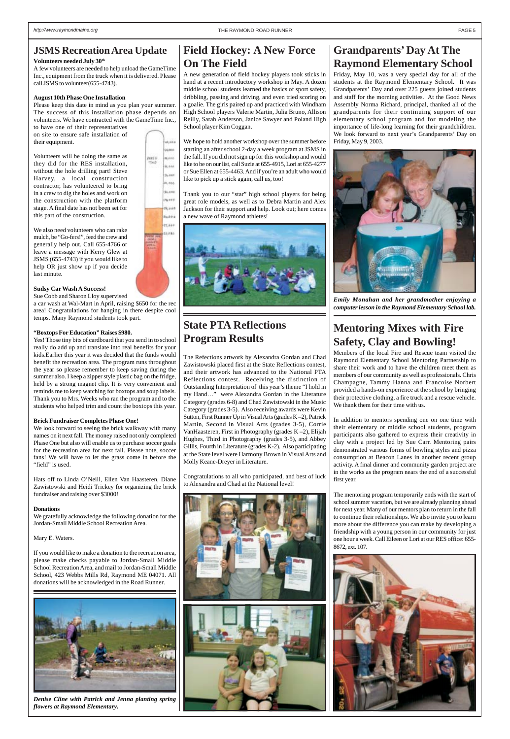## JSMS Recreation Area Update

**Volunteers needed July 30th**

A few volunteers are needed to help unload the GameTime Inc., equipment from the truck when it is delivered. Please call JSMS to volunteer(655-4743).

**August 10th Phase One Installation**

Please keep this date in mind as you plan your summer. The success of this installation phase depends on volunteers. We have contracted with the GameTime Inc., to have one of their representatives on site to ensure safe installation of their equipment.

Volunteers will be doing the same as they did for the RES installation, without the hole drilling part! Steve Harvey, a local construction contractor, has volunteered to bring in a crew to dig the holes and work on the construction with the platform stage. A final date has not been set for this part of the construction.

We also need volunteers who can rake mulch, be "Go-fers!", feed the crew and generally help out. Call 655-4766 or leave a message with Kerry Glew at JSMS (655-4743) if you would like to help OR just show up if you decide last minute.

**Sudsy Car Wash A Success!**

Sue Cobb and Sharon Lloy supervised a car wash at Wal-Mart in April, raising $650 for the rec area! Congratulations for hanging in there despite cool temps. Many Raymond students took part.

**"Boxtops For Education" Raises $980.**

Yes! Those tiny bits of cardboard that you send in to school really do add up and translate into real benefits for your kids.Earlier this year it was decided that the funds would benefit the recreation area. The program runs throughout the year so please remember to keep saving during the summer also. I keep a zipper style plastic bag on the fridge, held by a strong magnet clip. It is very convenient and reminds me to keep watching for boxtops and soup labels. Thank you to Mrs. Weeks who ran the program and to the students who helped trim and count the boxtops this year.

**Brick Fundraiser Completes Phase One!**

We look forward to seeing the brick walkway with many names on it next fall. The money raised not only completed Phase One but also will enable us to purchase soccer goals for the recreation area for next fall. Please note, soccer fans! We will have to let the grass come in before the "field" is used.

Hats off to Linda O'Neill, Ellen Van Haasteren, Diane Zawistowski and Heidi Trickey for organizing the brick fundraiser and raising over $3000!

**Donations**

We gratefully acknowledge the following donation for the Jordan-Small Middle School Recreation Area.

Mary E. Waters.

If you would like to make a donation to the recreation area, please make checks payable to Jordan-Small Middle School Recreation Area, and mail to Jordan-Small Middle School, 423 Webbs Mills Rd, Raymond ME 04071. All donations will be acknowledged in the Road Runner.

*Denise Cline with Patrick and Jenna planting spring flowers at Raymond Elementary.*

## Field Hockey: A New Force On The Field

A new generation of field hockey players took sticks in hand at a recent introductory workshop in May. A dozen middle school students learned the basics of sport safety, dribbling, passing and driving, and even tried scoring on a goalie. The girls paired up and practiced with Windham High School players Valerie Martin, Julia Bruno, Allison Reilly, Sarah Anderson, Janice Sawyer and Poland High School player Kim Coggan.

We hope to hold another workshop over the summer before starting an after school 2-day a week program at JSMS in the fall. If you did not sign up for this workshop and would like to be on our list, call Suzie at 655-4915, Lori at 655-4277 or Sue Ellen at 655-4463. And if you're an adult who would like to pick up a stick again, call us, too!

Thank you to our "star" high school players for being great role models, as well as to Debra Martin and Alex Jackson for their support and help. Look out; here comes a new wave of Raymond athletes!

## State PTA Reflections Program Results

The Refections artwork by Alexandra Gordan and Chad Zawistowski placed first at the State Reflections contest, and their artwork has advanced to the National PTA Reflections contest. Receiving the distinction of Outstanding Interpretation of this year's theme "I hold in my Hand…" were Alexandra Gordan in the Literature Category (grades 6-8) and Chad Zawistowski in the Music Category (grades 3-5). Also receiving awards were Kevin Sutton, First Runner Up in Visual Arts (grades K –2), Patrick Martin, Second in Visual Arts (grades 3-5), Corrie VanHaasteren, First in Photography (grades K –2), Elijah Hughes, Third in Photography (grades 3-5), and Abbey Gillis, Fourth in Literature (grades K-2). Also participating at the State level were Harmony Brown in Visual Arts and Molly Keane-Dreyer in Literature.

Congratulations to all who participated, and best of luck to Alexandra and Chad at the National level!

## Grandparents' Day At The Raymond Elementary School

Friday, May 10, was a very special day for all of the students at the Raymond Elementary School. It was Grandparents' Day and over 225 guests joined students and staff for the morning activities. At the Good News Assembly Norma Richard, principal, thanked all of the grandparents for their continuing support of our elementary school program and for modeling the importance of life-long learning for their grandchildren. We look forward to next year's Grandparents' Day on Friday, May 9, 2003.

*Emily Monahan and her grandmother enjoying a computer lesson in the Raymond Elementary School lab.*

## Mentoring Mixes with Fire Safety, Clay and Bowling!

Members of the local Fire and Rescue team visited the Raymond Elementary School Mentoring Partnership to share their work and to have the children meet them as members of our community as well as professionals. Chris Champagne, Tammy Hanna and Francoise Norbert provided a hands-on experience at the school by bringing their protective clothing, a fire truck and a rescue vehicle. We thank them for their time with us.

In addition to mentors spending one on one time with their elementary or middle school students, program participants also gathered to express their creativity in clay with a project led by Sue Carr. Mentoring pairs demonstrated various forms of bowling styles and pizza consumption at Beacon Lanes in another recent group activity. A final dinner and community garden project are in the works as the program nears the end of a successful first year.

The mentoring program temporarily ends with the start of school summer vacation, but we are already planning ahead for next year. Many of our mentors plan to return in the fall to continue their relationships. We also invite you to learn more about the difference you can make by developing a friendship with a young person in our community for just one hour a week. Call Eileen or Lori at our RES office: 655-8672, ext. 107.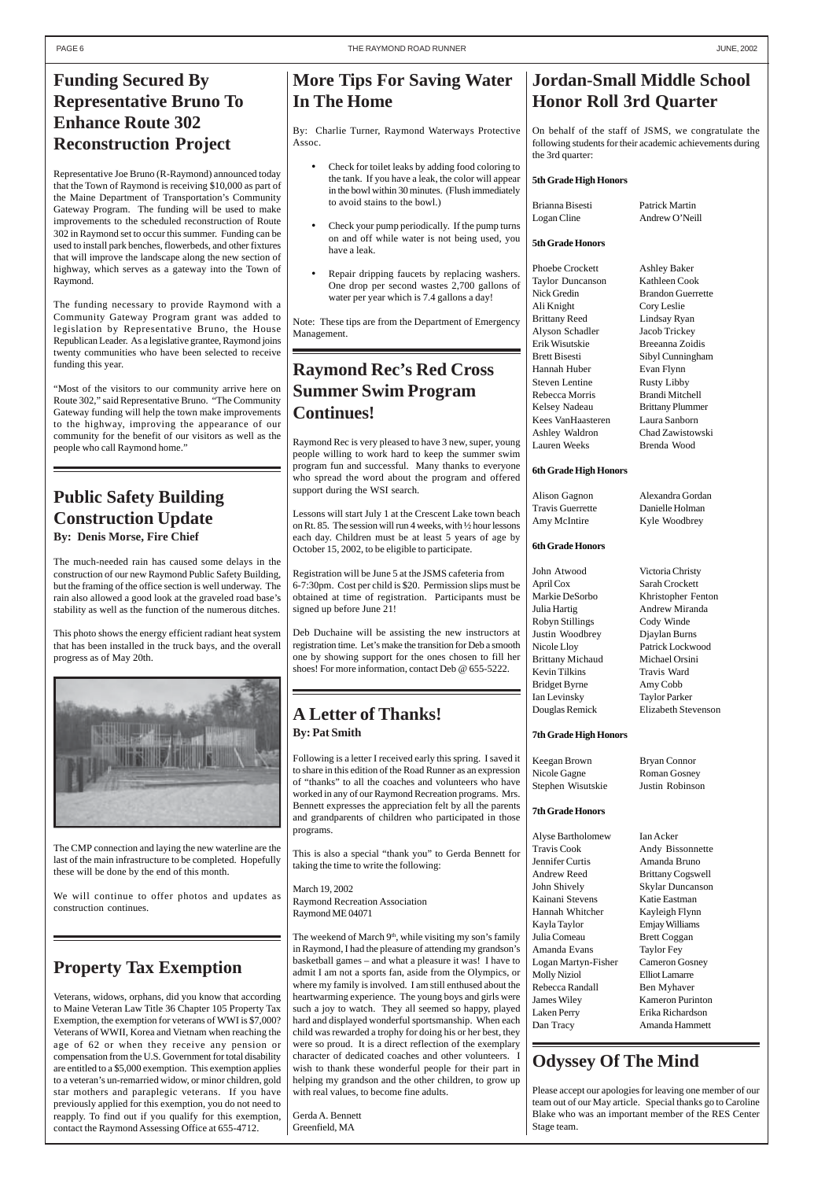# Funding Secured By Representative Bruno To Enhance Route 302 Reconstruction Project

Representative Joe Bruno (R-Raymond) announced today that the Town of Raymond is receiving $10,000 as part of the Maine Department of Transportation's Community Gateway Program. The funding will be used to make improvements to the scheduled reconstruction of Route 302 in Raymond set to occur this summer. Funding can be used to install park benches, flowerbeds, and other fixtures that will improve the landscape along the new section of highway, which serves as a gateway into the Town of Raymond.

The funding necessary to provide Raymond with a Community Gateway Program grant was added to legislation by Representative Bruno, the House Republican Leader. As a legislative grantee, Raymond joins twenty communities who have been selected to receive funding this year.

"Most of the visitors to our community arrive here on Route 302," said Representative Bruno. "The Community Gateway funding will help the town make improvements to the highway, improving the appearance of our community for the benefit of our visitors as well as the people who call Raymond home."

# Public Safety Building Construction Update

**By: Denis Morse, Fire Chief**

The much-needed rain has caused some delays in the construction of our new Raymond Public Safety Building, but the framing of the office section is well underway. The rain also allowed a good look at the graveled road base's stability as well as the function of the numerous ditches.

This photo shows the energy efficient radiant heat system that has been installed in the truck bays, and the overall progress as of May 20th.

The CMP connection and laying the new waterline are the last of the main infrastructure to be completed. Hopefully these will be done by the end of this month.

We will continue to offer photos and updates as construction continues.

# Property Tax Exemption

Veterans, widows, orphans, did you know that according to Maine Veteran Law Title 36 Chapter 105 Property Tax Exemption, the exemption for veterans of WWI is $7,000? Veterans of WWII, Korea and Vietnam when reaching the age of 62 or when they receive any pension or compensation from the U.S. Government for total disability are entitled to a $5,000 exemption. This exemption applies to a veteran's un-remarried widow, or minor children, gold star mothers and paraplegic veterans. If you have previously applied for this exemption, you do not need to reapply. To find out if you qualify for this exemption, contact the Raymond Assessing Office at 655-4712.

# More Tips For Saving Water In The Home

By: Charlie Turner, Raymond Waterways Protective Assoc.

- Check for toilet leaks by adding food coloring to the tank. If you have a leak, the color will appear in the bowl within 30 minutes. (Flush immediately to avoid stains to the bowl.)
- Check your pump periodically. If the pump turns on and off while water is not being used, you have a leak.
- Repair dripping faucets by replacing washers. One drop per second wastes 2,700 gallons of water per year which is 7.4 gallons a day!

Note: These tips are from the Department of Emergency Management.

# Raymond Rec's Red Cross Summer Swim Program Continues!

Raymond Rec is very pleased to have 3 new, super, young people willing to work hard to keep the summer swim program fun and successful. Many thanks to everyone who spread the word about the program and offered support during the WSI search.

Lessons will start July 1 at the Crescent Lake town beach on Rt. 85. The session will run 4 weeks, with ½ hour lessons each day. Children must be at least 5 years of age by October 15, 2002, to be eligible to participate.

Registration will be June 5 at the JSMS cafeteria from 6-7:30pm. Cost per child is $20. Permission slips must be obtained at time of registration. Participants must be signed up before June 21!

Deb Duchaine will be assisting the new instructors at registration time. Let's make the transition for Deb a smooth one by showing support for the ones chosen to fill her shoes! For more information, contact Deb @ 655-5222.

# A Letter of Thanks!

**By: Pat Smith**

Following is a letter I received early this spring. I saved it to share in this edition of the Road Runner as an expression of "thanks" to all the coaches and volunteers who have worked in any of our Raymond Recreation programs. Mrs. Bennett expresses the appreciation felt by all the parents and grandparents of children who participated in those programs.

This is also a special "thank you" to Gerda Bennett for taking the time to write the following:

March 19, 2002
Raymond Recreation Association
Raymond ME 04071

The weekend of March 9th, while visiting my son's family in Raymond, I had the pleasure of attending my grandson's basketball games – and what a pleasure it was! I have to admit I am not a sports fan, aside from the Olympics, or where my family is involved. I am still enthused about the heartwarming experience. The young boys and girls were such a joy to watch. They all seemed so happy, played hard and displayed wonderful sportsmanship. When each child was rewarded a trophy for doing his or her best, they were so proud. It is a direct reflection of the exemplary character of dedicated coaches and other volunteers. I wish to thank these wonderful people for their part in helping my grandson and the other children, to grow up with real values, to become fine adults.

Gerda A. Bennett
Greenfield, MA

# Jordan-Small Middle School Honor Roll 3rd Quarter

On behalf of the staff of JSMS, we congratulate the following students for their academic achievements during the 3rd quarter:

**5th Grade High Honors**

Brianna Bisesti, Patrick Martin, Logan Cline, Andrew O'Neill

**5th Grade Honors**

Phoebe Crockett, Ashley Baker, Taylor Duncanson, Kathleen Cook, Nick Gredin, Brandon Guerrette, Ali Knight, Cory Leslie, Brittany Reed, Lindsay Ryan, Alyson Schadler, Jacob Trickey, Erik Wisutskie, Breeanna Zoidis, Brett Bisesti, Sibyl Cunningham, Hannah Huber, Evan Flynn, Steven Lentine, Rusty Libby, Rebecca Morris, Brandi Mitchell, Kelsey Nadeau, Brittany Plummer, Kees VanHaasteren, Laura Sanborn, Ashley Waldron, Chad Zawistowski, Lauren Weeks, Brenda Wood

**6th Grade High Honors**

Alison Gagnon, Alexandra Gordan, Travis Guerrette, Danielle Holman, Amy McIntire, Kyle Woodbrey

**6th Grade Honors**

John Atwood, Victoria Christy, April Cox, Sarah Crockett, Markie DeSorbo, Khristopher Fenton, Julia Hartig, Andrew Miranda, Robyn Stillings, Cody Winde, Justin Woodbrey, Djaylan Burns, Nicole Lloy, Patrick Lockwood, Brittany Michaud, Michael Orsini, Kevin Tilkins, Travis Ward, Bridget Byrne, Amy Cobb, Ian Levinsky, Taylor Parker, Douglas Remick, Elizabeth Stevenson

**7th Grade High Honors**

Keegan Brown, Bryan Connor, Nicole Gagne, Roman Gosney, Stephen Wisutskie, Justin Robinson

**7th Grade Honors**

Alyse Bartholomew, Ian Acker, Travis Cook, Andy Bissonnette, Jennifer Curtis, Amanda Bruno, Andrew Reed, Brittany Cogswell, John Shively, Skylar Duncanson, Kainani Stevens, Katie Eastman, Hannah Whitcher, Kayleigh Flynn, Kayla Taylor, Emjay Williams, Julia Comeau, Brett Coggan, Amanda Evans, Taylor Fey, Logan Martyn-Fisher, Cameron Gosney, Molly Niziol, Elliot Lamarre, Rebecca Randall, Ben Myhaver, James Wiley, Kameron Purinton, Laken Perry, Erika Richardson, Dan Tracy, Amanda Hammett

# Odyssey Of The Mind

Please accept our apologies for leaving one member of our team out of our May article. Special thanks go to Caroline Blake who was an important member of the RES Center Stage team.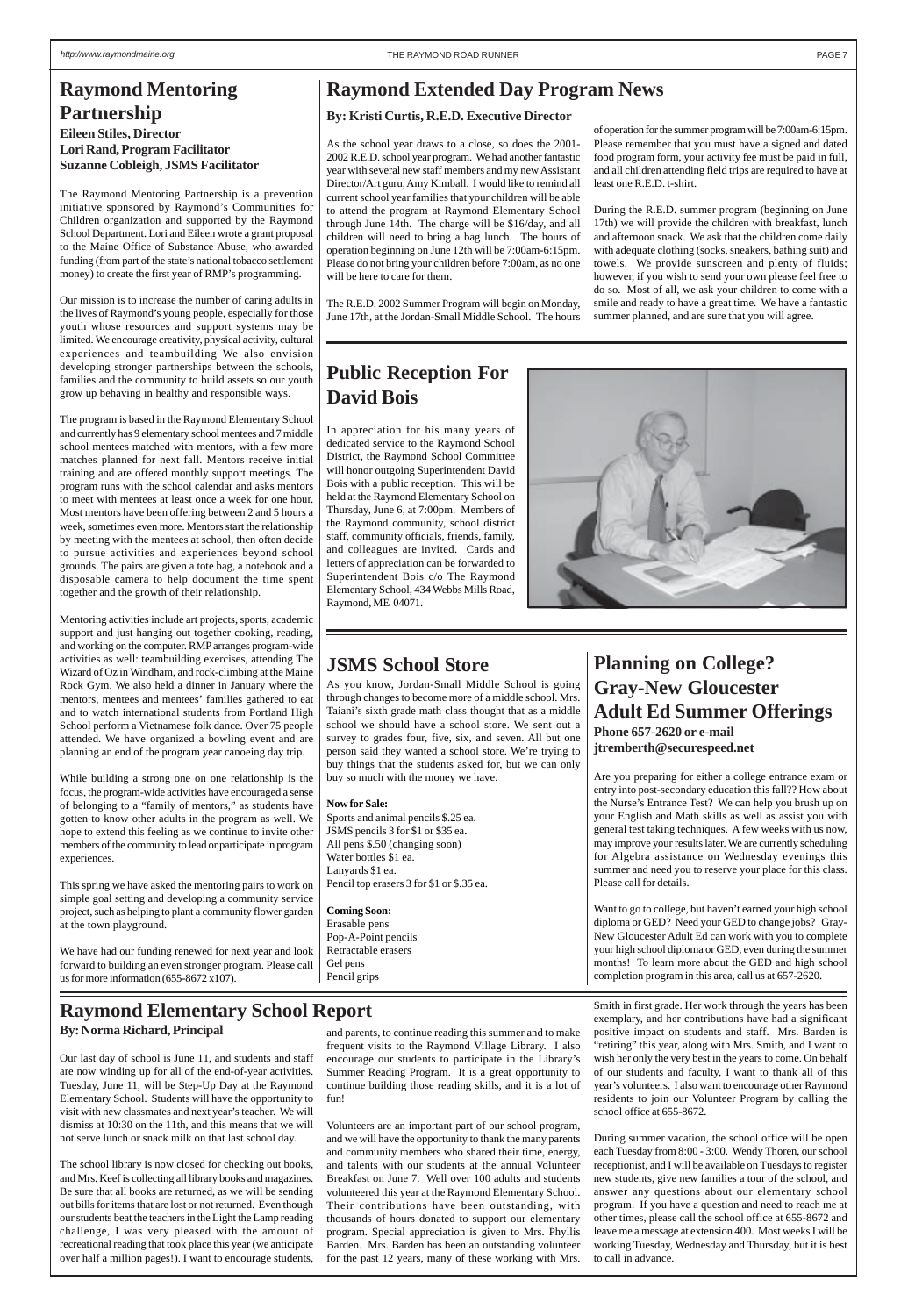## Raymond Mentoring Partnership

**Eileen Stiles, Director**
**Lori Rand, Program Facilitator**
**Suzanne Cobleigh, JSMS Facilitator**

The Raymond Mentoring Partnership is a prevention initiative sponsored by Raymond's Communities for Children organization and supported by the Raymond School Department. Lori and Eileen wrote a grant proposal to the Maine Office of Substance Abuse, who awarded funding (from part of the state's national tobacco settlement money) to create the first year of RMP's programming.

Our mission is to increase the number of caring adults in the lives of Raymond's young people, especially for those youth whose resources and support systems may be limited. We encourage creativity, physical activity, cultural experiences and teambuilding We also envision developing stronger partnerships between the schools, families and the community to build assets so our youth grow up behaving in healthy and responsible ways.

The program is based in the Raymond Elementary School and currently has 9 elementary school mentees and 7 middle school mentees matched with mentors, with a few more matches planned for next fall. Mentors receive initial training and are offered monthly support meetings. The program runs with the school calendar and asks mentors to meet with mentees at least once a week for one hour. Most mentors have been offering between 2 and 5 hours a week, sometimes even more. Mentors start the relationship by meeting with the mentees at school, then often decide to pursue activities and experiences beyond school grounds. The pairs are given a tote bag, a notebook and a disposable camera to help document the time spent together and the growth of their relationship.

Mentoring activities include art projects, sports, academic support and just hanging out together cooking, reading, and working on the computer. RMP arranges program-wide activities as well: teambuilding exercises, attending The Wizard of Oz in Windham, and rock-climbing at the Maine Rock Gym. We also held a dinner in January where the mentors, mentees and mentees' families gathered to eat and to watch international students from Portland High School perform a Vietnamese folk dance. Over 75 people attended. We have organized a bowling event and are planning an end of the program year canoeing day trip.

While building a strong one on one relationship is the focus, the program-wide activities have encouraged a sense of belonging to a "family of mentors," as students have gotten to know other adults in the program as well. We hope to extend this feeling as we continue to invite other members of the community to lead or participate in program experiences.

This spring we have asked the mentoring pairs to work on simple goal setting and developing a community service project, such as helping to plant a community flower garden at the town playground.

We have had our funding renewed for next year and look forward to building an even stronger program. Please call us for more information (655-8672 x107).

## Raymond Extended Day Program News

**By: Kristi Curtis, R.E.D. Executive Director**

As the school year draws to a close, so does the 2001-2002 R.E.D. school year program. We had another fantastic year with several new staff members and my new Assistant Director/Art guru, Amy Kimball. I would like to remind all current school year families that your children will be able to attend the program at Raymond Elementary School through June 14th. The charge will be $16/day, and all children will need to bring a bag lunch. The hours of operation beginning on June 12th will be 7:00am-6:15pm. Please do not bring your children before 7:00am, as no one will be here to care for them.

The R.E.D. 2002 Summer Program will begin on Monday, June 17th, at the Jordan-Small Middle School. The hours of operation for the summer program will be 7:00am-6:15pm. Please remember that you must have a signed and dated food program form, your activity fee must be paid in full, and all children attending field trips are required to have at least one R.E.D. t-shirt.

During the R.E.D. summer program (beginning on June 17th) we will provide the children with breakfast, lunch and afternoon snack. We ask that the children come daily with adequate clothing (socks, sneakers, bathing suit) and towels. We provide sunscreen and plenty of fluids; however, if you wish to send your own please feel free to do so. Most of all, we ask your children to come with a smile and ready to have a great time. We have a fantastic summer planned, and are sure that you will agree.

## Public Reception For David Bois

In appreciation for his many years of dedicated service to the Raymond School District, the Raymond School Committee will honor outgoing Superintendent David Bois with a public reception. This will be held at the Raymond Elementary School on Thursday, June 6, at 7:00pm. Members of the Raymond community, school district staff, community officials, friends, family, and colleagues are invited. Cards and letters of appreciation can be forwarded to Superintendent Bois c/o The Raymond Elementary School, 434 Webbs Mills Road, Raymond, ME 04071.

## JSMS School Store

As you know, Jordan-Small Middle School is going through changes to become more of a middle school. Mrs. Taiani's sixth grade math class thought that as a middle school we should have a school store. We sent out a survey to grades four, five, six, and seven. All but one person said they wanted a school store. We're trying to buy things that the students asked for, but we can only buy so much with the money we have.

**Now for Sale:**

Sports and animal pencils $.25 ea.
JSMS pencils 3 for $1 or $35 ea.
All pens $.50 (changing soon)
Water bottles $1 ea.
Lanyards $1 ea.
Pencil top erasers 3 for $1 or $.35 ea.

**Coming Soon:**

Erasable pens
Pop-A-Point pencils
Retractable erasers
Gel pens
Pencil grips

## Planning on College? Gray-New Gloucester Adult Ed Summer Offerings

**Phone 657-2620 or e-mail jtremberth@securespeed.net**

Are you preparing for either a college entrance exam or entry into post-secondary education this fall?? How about the Nurse's Entrance Test? We can help you brush up on your English and Math skills as well as assist you with general test taking techniques. A few weeks with us now, may improve your results later. We are currently scheduling for Algebra assistance on Wednesday evenings this summer and need you to reserve your place for this class. Please call for details.

Want to go to college, but haven't earned your high school diploma or GED? Need your GED to change jobs? Gray-New Gloucester Adult Ed can work with you to complete your high school diploma or GED, even during the summer months! To learn more about the GED and high school completion program in this area, call us at 657-2620.

## Raymond Elementary School Report

**By: Norma Richard, Principal**

Our last day of school is June 11, and students and staff are now winding up for all of the end-of-year activities. Tuesday, June 11, will be Step-Up Day at the Raymond Elementary School. Students will have the opportunity to visit with new classmates and next year's teacher. We will dismiss at 10:30 on the 11th, and this means that we will not serve lunch or snack milk on that last school day.

The school library is now closed for checking out books, and Mrs. Keef is collecting all library books and magazines. Be sure that all books are returned, as we will be sending out bills for items that are lost or not returned. Even though our students beat the teachers in the Light the Lamp reading challenge, I was very pleased with the amount of recreational reading that took place this year (we anticipate over half a million pages!). I want to encourage students, and parents, to continue reading this summer and to make frequent visits to the Raymond Village Library. I also encourage our students to participate in the Library's Summer Reading Program. It is a great opportunity to continue building those reading skills, and it is a lot of fun!

Volunteers are an important part of our school program, and we will have the opportunity to thank the many parents and community members who shared their time, energy, and talents with our students at the annual Volunteer Breakfast on June 7. Well over 100 adults and students volunteered this year at the Raymond Elementary School. Their contributions have been outstanding, with thousands of hours donated to support our elementary program. Special appreciation is given to Mrs. Phyllis Barden. Mrs. Barden has been an outstanding volunteer for the past 12 years, many of these working with Mrs. Smith in first grade. Her work through the years has been exemplary, and her contributions have had a significant positive impact on students and staff. Mrs. Barden is "retiring" this year, along with Mrs. Smith, and I want to wish her only the very best in the years to come. On behalf of our students and faculty, I want to thank all of this year's volunteers. I also want to encourage other Raymond residents to join our Volunteer Program by calling the school office at 655-8672.

During summer vacation, the school office will be open each Tuesday from 8:00 - 3:00. Wendy Thoren, our school receptionist, and I will be available on Tuesdays to register new students, give new families a tour of the school, and answer any questions about our elementary school program. If you have a question and need to reach me at other times, please call the school office at 655-8672 and leave me a message at extension 400. Most weeks I will be working Tuesday, Wednesday and Thursday, but it is best to call in advance.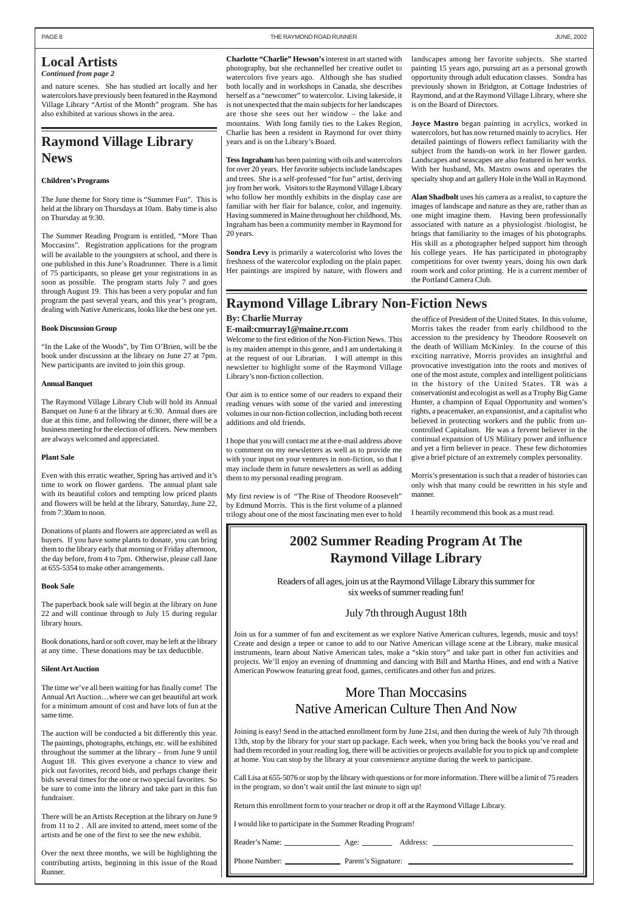# Local Artists

*Continued from page 2*

and nature scenes. She has studied art locally and her watercolors have previously been featured in the Raymond Village Library "Artist of the Month" program. She has also exhibited at various shows in the area.

**Charlotte "Charlie" Hewson's** interest in art started with photography, but she rechannelled her creative outlet to watercolors five years ago. Although she has studied both locally and in workshops in Canada, she describes herself as a "newcomer" to watercolor. Living lakeside, it is not unexpected that the main subjects for her landscapes are those she sees out her window – the lake and mountains. With long family ties to the Lakes Region, Charlie has been a resident in Raymond for over thirty years and is on the Library's Board.

**Tess Ingraham** has been painting with oils and watercolors for over 20 years. Her favorite subjects include landscapes and trees. She is a self-professed "for fun" artist, deriving joy from her work. Visitors to the Raymond Village Library who follow her monthly exhibits in the display case are familiar with her flair for balance, color, and ingenuity. Having summered in Maine throughout her childhood, Ms. Ingraham has been a community member in Raymond for 20 years.

**Sondra Levy** is primarily a watercolorist who loves the freshness of the watercolor exploding on the plain paper. Her paintings are inspired by nature, with flowers and landscapes among her favorite subjects. She started painting 15 years ago, pursuing art as a personal growth opportunity through adult education classes. Sondra has previously shown in Bridgton, at Cottage Industries of Raymond, and at the Raymond Village Library, where she is on the Board of Directors.

**Joyce Mastro** began painting in acrylics, worked in watercolors, but has now returned mainly to acrylics. Her detailed paintings of flowers reflect familiarity with the subject from the hands-on work in her flower garden. Landscapes and seascapes are also featured in her works. With her husband, Ms. Mastro owns and operates the specialty shop and art gallery Hole in the Wall in Raymond.

**Alan Shadbolt** uses his camera as a realist, to capture the images of landscape and nature as they are, rather than as one might imagine them. Having been professionally associated with nature as a physiologist /biologist, he brings that familiarity to the images of his photographs. His skill as a photographer helped support him through his college years. He has participated in photography competitions for over twenty years, doing his own dark room work and color printing. He is a current member of the Portland Camera Club.

# Raymond Village Library News

### Children's Programs

The June theme for Story time is "Summer Fun". This is held at the library on Thursdays at 10am. Baby time is also on Thursday at 9:30.

The Summer Reading Program is entitled, "More Than Moccasins". Registration applications for the program will be available to the youngsters at school, and there is one published in this June's Roadrunner. There is a limit of 75 participants, so please get your registrations in as soon as possible. The program starts July 7 and goes through August 19. This has been a very popular and fun program the past several years, and this year's program, dealing with Native Americans, looks like the best one yet.

### Book Discussion Group

"In the Lake of the Woods", by Tim O'Brien, will be the book under discussion at the library on June 27 at 7pm. New participants are invited to join this group.

### Annual Banquet

The Raymond Village Library Club will hold its Annual Banquet on June 6 at the library at 6:30. Annual dues are due at this time, and following the dinner, there will be a business meeting for the election of officers. New members are always welcomed and appreciated.

### Plant Sale

Even with this erratic weather, Spring has arrived and it's time to work on flower gardens. The annual plant sale with its beautiful colors and tempting low priced plants and flowers will be held at the library, Saturday, June 22, from 7:30am to noon.

Donations of plants and flowers are appreciated as well as buyers. If you have some plants to donate, you can bring them to the library early that morning or Friday afternoon, the day before, from 4 to 7pm. Otherwise, please call Jane at 655-5354 to make other arrangements.

### Book Sale

The paperback book sale will begin at the library on June 22 and will continue through to July 15 during regular library hours.

Book donations, hard or soft cover, may be left at the library at any time. These donations may be tax deductible.

### Silent Art Auction

The time we've all been waiting for has finally come! The Annual Art Auction…where we can get beautiful art work for a minimum amount of cost and have lots of fun at the same time.

The auction will be conducted a bit differently this year. The paintings, photographs, etchings, etc. will be exhibited throughout the summer at the library – from June 9 until August 18. This gives everyone a chance to view and pick out favorites, record bids, and perhaps change their bids several times for the one or two special favorites. So be sure to come into the library and take part in this fun fundraiser.

There will be an Artists Reception at the library on June 9 from 11 to 2 . All are invited to attend, meet some of the artists and be one of the first to see the new exhibit.

Over the next three months, we will be highlighting the contributing artists, beginning in this issue of the Road Runner.

# Raymond Village Library Non-Fiction News

**By: Charlie Murray**
**E-mail:cmurray1@maine.rr.com**

Welcome to the first edition of the Non-Fiction News. This is my maiden attempt in this genre, and I am undertaking it at the request of our Librarian. I will attempt in this newsletter to highlight some of the Raymond Village Library's non-fiction collection.

Our aim is to entice some of our readers to expand their reading venues with some of the varied and interesting volumes in our non-fiction collection, including both recent additions and old friends.

I hope that you will contact me at the e-mail address above to comment on my newsletters as well as to provide me with your input on your ventures in non-fiction, so that I may include them in future newsletters as well as adding them to my personal reading program.

My first review is of "The Rise of Theodore Roosevelt" by Edmund Morris. This is the first volume of a planned trilogy about one of the most fascinating men ever to hold the office of President of the United States. In this volume, Morris takes the reader from early childhood to the accession to the presidency by Theodore Roosevelt on the death of William McKinley. In the course of this exciting narrative, Morris provides an insightful and provocative investigation into the roots and motives of one of the most astute, complex and intelligent politicians in the history of the United States. TR was a conservationist and ecologist as well as a Trophy Big Game Hunter, a champion of Equal Opportunity and women's rights, a peacemaker, an expansionist, and a capitalist who believed in protecting workers and the public from uncontrolled Capitalism. He was a fervent believer in the continual expansion of US Military power and influence and yet a firm believer in peace. These few dichotomies give a brief picture of an extremely complex personality.

Morris's presentation is such that a reader of histories can only wish that many could be rewritten in his style and manner.

I heartily recommend this book as a must read.

# 2002 Summer Reading Program At The Raymond Village Library

Readers of all ages, join us at the Raymond Village Library this summer for six weeks of summer reading fun!

July 7th through August 18th

Join us for a summer of fun and excitement as we explore Native American cultures, legends, music and toys! Create and design a tepee or canoe to add to our Native American village scene at the Library, make musical instruments, learn about Native American tales, make a "skin story" and take part in other fun activities and projects. We'll enjoy an evening of drumming and dancing with Bill and Martha Hines, and end with a Native American Powwow featuring great food, games, certificates and other fun and prizes.

## More Than Moccasins
## Native American Culture Then And Now

Joining is easy! Send in the attached enrollment form by June 21st, and then during the week of July 7th through 13th, stop by the library for your start up package. Each week, when you bring back the books you've read and had them recorded in your reading log, there will be activities or projects available for you to pick up and complete at home. You can stop by the library at your convenience anytime during the week to participate.

Call Lisa at 655-5076 or stop by the library with questions or for more information. There will be a limit of 75 readers in the program, so don't wait until the last minute to sign up!

Return this enrollment form to your teacher or drop it off at the Raymond Village Library.

I would like to participate in the Summer Reading Program!

Reader's Name: ______________ Age: ________ Address: ______________________________

Phone Number: ______________ Parent's Signature: ______________________________